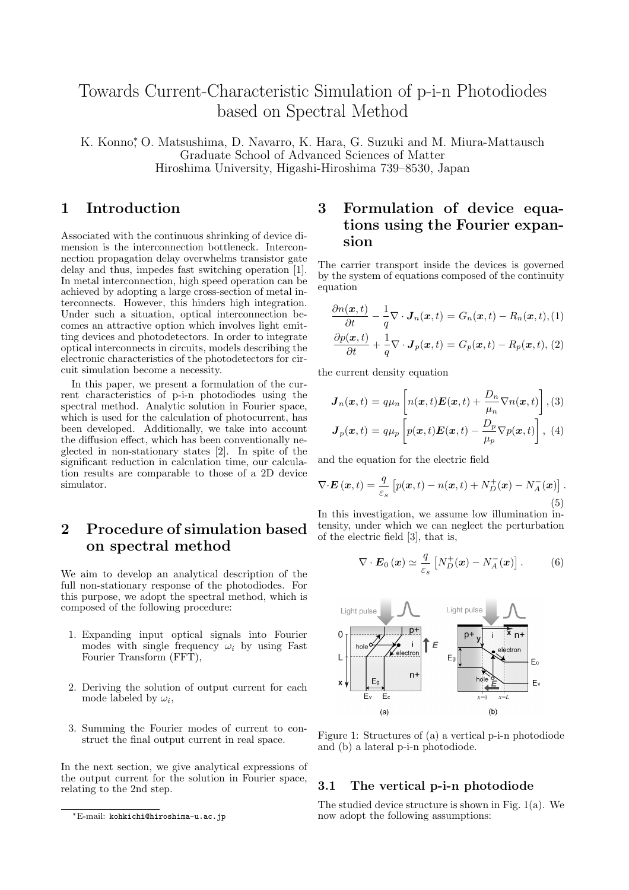# Towards Current-Characteristic Simulation of p-i-n Photodiodes based on Spectral Method

K. Konno*, O. Matsushima, D. Navarro, K. Hara, G. Suzuki and M. Miura-Mattausch
Graduate School of Advanced Sciences of Matter
Hiroshima University, Higashi-Hiroshima 739–8530, Japan

## 1 Introduction

Associated with the continuous shrinking of device dimension is the interconnection bottleneck. Interconnection propagation delay overwhelms transistor gate delay and thus, impedes fast switching operation [1]. In metal interconnection, high speed operation can be achieved by adopting a large cross-section of metal interconnects. However, this hinders high integration. Under such a situation, optical interconnection becomes an attractive option which involves light emitting devices and photodetectors. In order to integrate optical interconnects in circuits, models describing the electronic characteristics of the photodetectors for circuit simulation become a necessity.

In this paper, we present a formulation of the current characteristics of p-i-n photodiodes using the spectral method. Analytic solution in Fourier space, which is used for the calculation of photocurrent, has been developed. Additionally, we take into account the diffusion effect, which has been conventionally neglected in non-stationary states [2]. In spite of the significant reduction in calculation time, our calculation results are comparable to those of a 2D device simulator.

## 2 Procedure of simulation based on spectral method

We aim to develop an analytical description of the full non-stationary response of the photodiodes. For this purpose, we adopt the spectral method, which is composed of the following procedure:

1. Expanding input optical signals into Fourier modes with single frequency $\omega_i$ by using Fast Fourier Transform (FFT),
2. Deriving the solution of output current for each mode labeled by $\omega_i$,
3. Summing the Fourier modes of current to construct the final output current in real space.

In the next section, we give analytical expressions of the output current for the solution in Fourier space, relating to the 2nd step.

## 3 Formulation of device equations using the Fourier expansion

The carrier transport inside the devices is governed by the system of equations composed of the continuity equation

$$\frac{\partial n(\boldsymbol{x},t)}{\partial t} - \frac{1}{q}\nabla \cdot \boldsymbol{J}_n(\boldsymbol{x},t) = G_n(\boldsymbol{x},t) - R_n(\boldsymbol{x},t), \quad (1)$$

$$\frac{\partial p(\boldsymbol{x},t)}{\partial t} + \frac{1}{q}\nabla \cdot \boldsymbol{J}_p(\boldsymbol{x},t) = G_p(\boldsymbol{x},t) - R_p(\boldsymbol{x},t), \quad (2)$$

the current density equation

$$\boldsymbol{J}_n(\boldsymbol{x},t) = q\mu_n \left[ n(\boldsymbol{x},t)\boldsymbol{E}(\boldsymbol{x},t) + \frac{D_n}{\mu_n}\nabla n(\boldsymbol{x},t) \right], \quad (3)$$

$$\boldsymbol{J}_p(\boldsymbol{x},t) = q\mu_p \left[ p(\boldsymbol{x},t)\boldsymbol{E}(\boldsymbol{x},t) - \frac{D_p}{\mu_p}\nabla p(\boldsymbol{x},t) \right], \quad (4)$$

and the equation for the electric field

$$\nabla \cdot \boldsymbol{E}(\boldsymbol{x},t) = \frac{q}{\varepsilon_s}\left[ p(\boldsymbol{x},t) - n(\boldsymbol{x},t) + N_D^+(\boldsymbol{x}) - N_A^-(\boldsymbol{x}) \right]. \quad (5)$$

In this investigation, we assume low illumination intensity, under which we can neglect the perturbation of the electric field [3], that is,

$$\nabla \cdot \boldsymbol{E}_0(\boldsymbol{x}) \simeq \frac{q}{\varepsilon_s}\left[ N_D^+(\boldsymbol{x}) - N_A^-(\boldsymbol{x}) \right]. \quad (6)$$

Figure 1: Structures of (a) a vertical p-i-n photodiode and (b) a lateral p-i-n photodiode.

### 3.1 The vertical p-i-n photodiode

The studied device structure is shown in Fig. 1(a). We now adopt the following assumptions:

*E-mail: kohkichi@hiroshima-u.ac.jp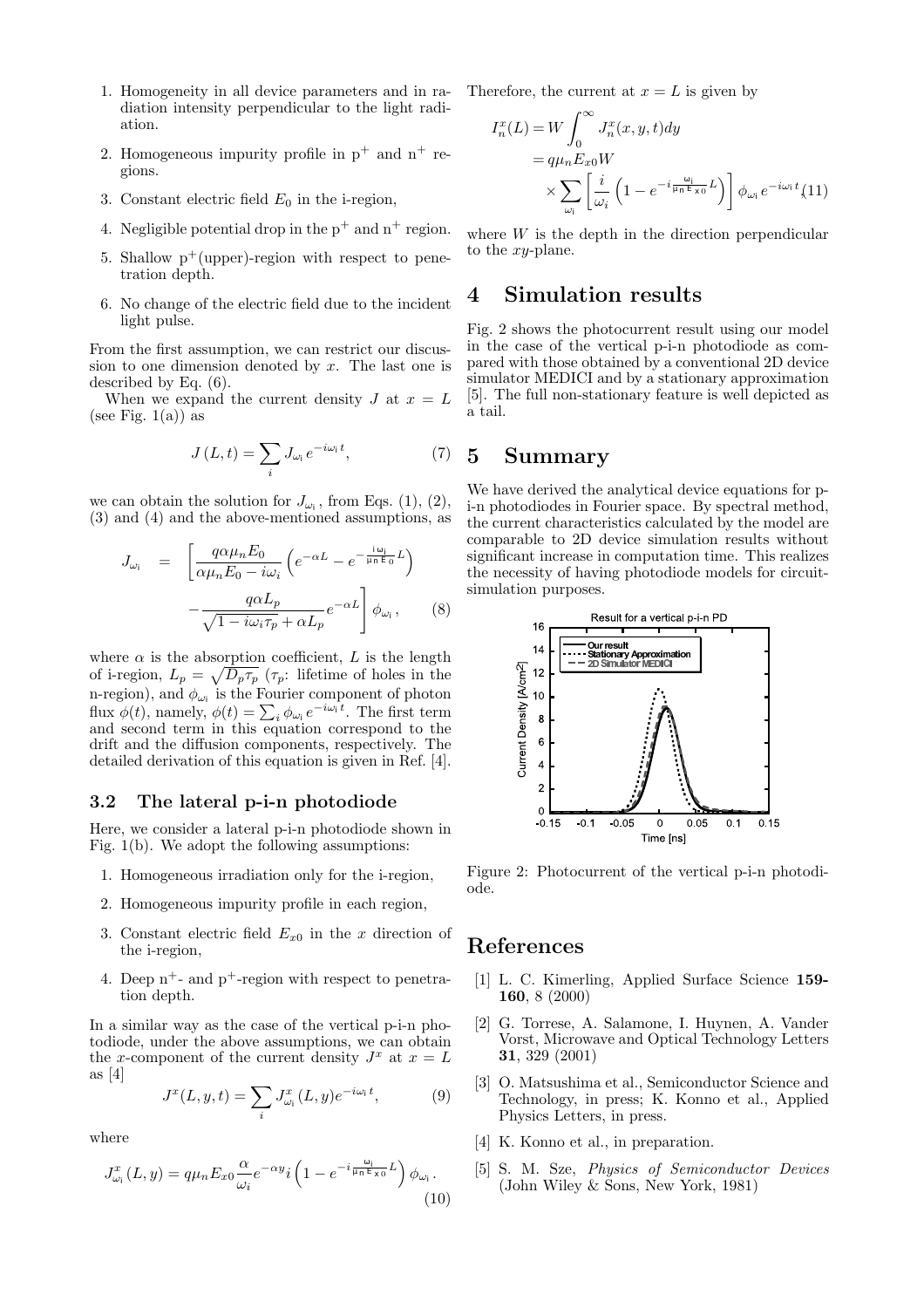1. Homogeneity in all device parameters and in radiation intensity perpendicular to the light radiation.
2. Homogeneous impurity profile in $p^+$ and $n^+$ regions.
3. Constant electric field $E_0$ in the i-region,
4. Negligible potential drop in the $p^+$ and $n^+$ region.
5. Shallow $p^+$(upper)-region with respect to penetration depth.
6. No change of the electric field due to the incident light pulse.

From the first assumption, we can restrict our discussion to one dimension denoted by $x$. The last one is described by Eq. (6).

When we expand the current density $J$ at $x = L$ (see Fig. 1(a)) as

$$J(L,t) = \sum_i J_{\omega_i} e^{-i\omega_i t}, \qquad (7)$$

we can obtain the solution for $J_{\omega_i}$, from Eqs. (1), (2), (3) and (4) and the above-mentioned assumptions, as

$$J_{\omega_i} = \left[ \frac{q\alpha\mu_n E_0}{\alpha\mu_n E_0 - i\omega_i}\left(e^{-\alpha L} - e^{-\frac{i\omega_i}{\mu_n E_0}L}\right) - \frac{q\alpha L_p}{\sqrt{1-i\omega_i\tau_p}+\alpha L_p} e^{-\alpha L}\right]\phi_{\omega_i}, \qquad (8)$$

where $\alpha$ is the absorption coefficient, $L$ is the length of i-region, $L_p = \sqrt{D_p\tau_p}$ ($\tau_p$: lifetime of holes in the n-region), and $\phi_{\omega_i}$ is the Fourier component of photon flux $\phi(t)$, namely, $\phi(t) = \sum_i \phi_{\omega_i} e^{-i\omega_i t}$. The first term and second term in this equation correspond to the drift and the diffusion components, respectively. The detailed derivation of this equation is given in Ref. [4].

### 3.2 The lateral p-i-n photodiode

Here, we consider a lateral p-i-n photodiode shown in Fig. 1(b). We adopt the following assumptions:

1. Homogeneous irradiation only for the i-region,
2. Homogeneous impurity profile in each region,
3. Constant electric field $E_{x0}$ in the $x$ direction of the i-region,
4. Deep $n^+$- and $p^+$-region with respect to penetration depth.

In a similar way as the case of the vertical p-i-n photodiode, under the above assumptions, we can obtain the $x$-component of the current density $J^x$ at $x = L$ as [4]

$$J^x(L,y,t) = \sum_i J^x_{\omega_i}(L,y) e^{-i\omega_i t}, \qquad (9)$$

where

$$J^x_{\omega_i}(L,y) = q\mu_n E_{x0}\frac{\alpha}{\omega_i}e^{-\alpha y} i\left(1 - e^{-i\frac{\omega_i}{\mu_n E_{x0}}L}\right)\phi_{\omega_i}. \qquad (10)$$

Therefore, the current at $x = L$ is given by

$$\begin{aligned} I^x_n(L) &= W\int_0^\infty J^x_n(x,y,t)dy \\ &= q\mu_n E_{x0} W \\ &\quad \times \sum_{\omega_i}\left[\frac{i}{\omega_i}\left(1 - e^{-i\frac{\omega_i}{\mu_n E_{x0}}L}\right)\right]\phi_{\omega_i} e^{-i\omega_i t}, \end{aligned} \qquad (11)$$

where $W$ is the depth in the direction perpendicular to the $xy$-plane.

## 4 Simulation results

Fig. 2 shows the photocurrent result using our model in the case of the vertical p-i-n photodiode as compared with those obtained by a conventional 2D device simulator MEDICI and by a stationary approximation [5]. The full non-stationary feature is well depicted as a tail.

## 5 Summary

We have derived the analytical device equations for p-i-n photodiodes in Fourier space. By spectral method, the current characteristics calculated by the model are comparable to 2D device simulation results without significant increase in computation time. This realizes the necessity of having photodiode models for circuit-simulation purposes.

Result for a vertical p-i-n PD

Our result
Stationary Approximation
2D Simulator MEDICI

Current Density [A/cm²]
0
2
4
6
8
10
12
14
16

Time [ns]
-0.15
-0.1
-0.05
0
0.05
0.1
0.15

Figure 2: Photocurrent of the vertical p-i-n photodiode.

## References

[1] L. C. Kimerling, Applied Surface Science **159-160**, 8 (2000)

[2] G. Torrese, A. Salamone, I. Huynen, A. Vander Vorst, Microwave and Optical Technology Letters **31**, 329 (2001)

[3] O. Matsushima et al., Semiconductor Science and Technology, in press; K. Konno et al., Applied Physics Letters, in press.

[4] K. Konno et al., in preparation.

[5] S. M. Sze, *Physics of Semiconductor Devices* (John Wiley & Sons, New York, 1981)